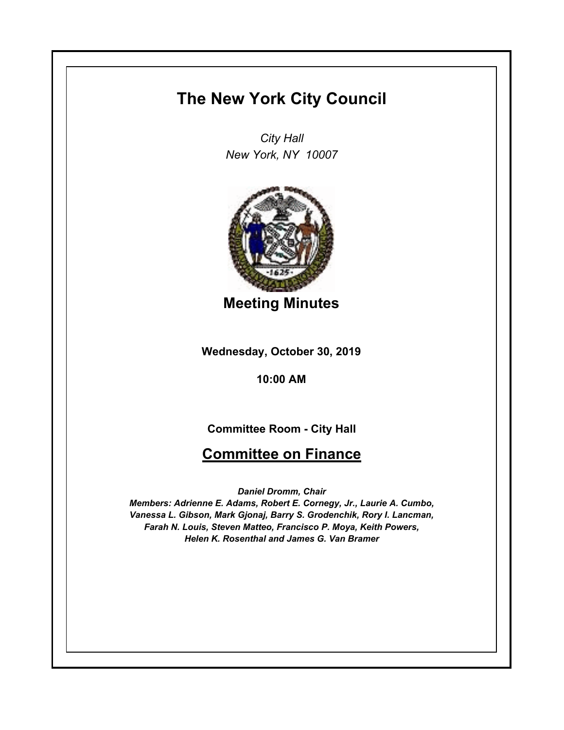# The New York City Council

*City Hall*
*New York, NY 10007*

## Meeting Minutes

**Wednesday, October 30, 2019**

**10:00 AM**

**Committee Room - City Hall**

## Committee on Finance

***Daniel Dromm, Chair***
***Members: Adrienne E. Adams, Robert E. Cornegy, Jr., Laurie A. Cumbo, Vanessa L. Gibson, Mark Gjonaj, Barry S. Grodenchik, Rory I. Lancman, Farah N. Louis, Steven Matteo, Francisco P. Moya, Keith Powers, Helen K. Rosenthal and James G. Van Bramer***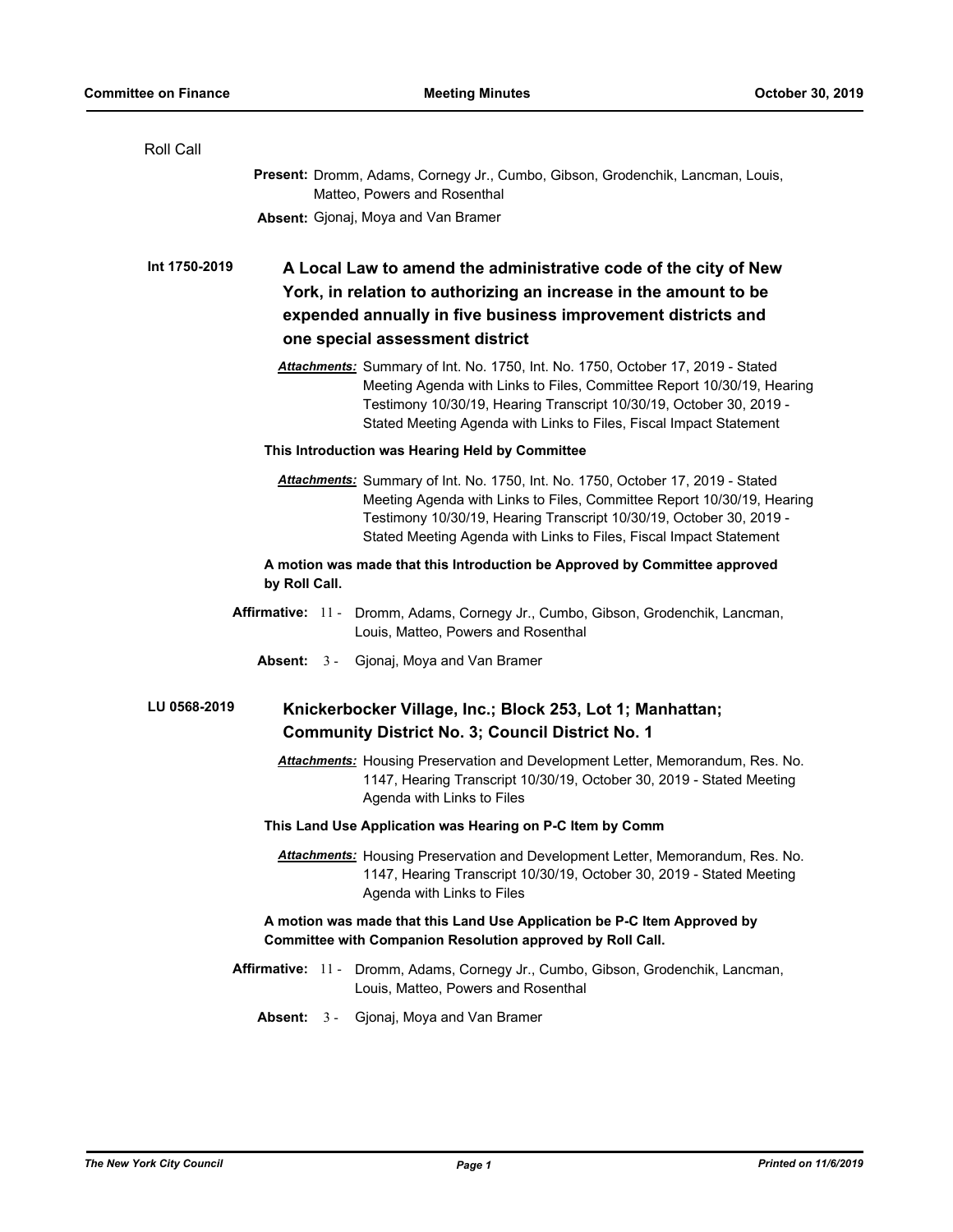Roll Call

**Present:** Dromm, Adams, Cornegy Jr., Cumbo, Gibson, Grodenchik, Lancman, Louis, Matteo, Powers and Rosenthal

**Absent:** Gjonaj, Moya and Van Bramer

**Int 1750-2019**

## A Local Law to amend the administrative code of the city of New York, in relation to authorizing an increase in the amount to be expended annually in five business improvement districts and one special assessment district

***Attachments:*** Summary of Int. No. 1750, Int. No. 1750, October 17, 2019 - Stated Meeting Agenda with Links to Files, Committee Report 10/30/19, Hearing Testimony 10/30/19, Hearing Transcript 10/30/19, October 30, 2019 - Stated Meeting Agenda with Links to Files, Fiscal Impact Statement

**This Introduction was Hearing Held by Committee**

***Attachments:*** Summary of Int. No. 1750, Int. No. 1750, October 17, 2019 - Stated Meeting Agenda with Links to Files, Committee Report 10/30/19, Hearing Testimony 10/30/19, Hearing Transcript 10/30/19, October 30, 2019 - Stated Meeting Agenda with Links to Files, Fiscal Impact Statement

**A motion was made that this Introduction be Approved by Committee approved by Roll Call.**

**Affirmative:** 11 - Dromm, Adams, Cornegy Jr., Cumbo, Gibson, Grodenchik, Lancman, Louis, Matteo, Powers and Rosenthal

**Absent:** 3 - Gjonaj, Moya and Van Bramer

**LU 0568-2019**

## Knickerbocker Village, Inc.; Block 253, Lot 1; Manhattan; Community District No. 3; Council District No. 1

***Attachments:*** Housing Preservation and Development Letter, Memorandum, Res. No. 1147, Hearing Transcript 10/30/19, October 30, 2019 - Stated Meeting Agenda with Links to Files

**This Land Use Application was Hearing on P-C Item by Comm**

***Attachments:*** Housing Preservation and Development Letter, Memorandum, Res. No. 1147, Hearing Transcript 10/30/19, October 30, 2019 - Stated Meeting Agenda with Links to Files

**A motion was made that this Land Use Application be P-C Item Approved by Committee with Companion Resolution approved by Roll Call.**

**Affirmative:** 11 - Dromm, Adams, Cornegy Jr., Cumbo, Gibson, Grodenchik, Lancman, Louis, Matteo, Powers and Rosenthal

**Absent:** 3 - Gjonaj, Moya and Van Bramer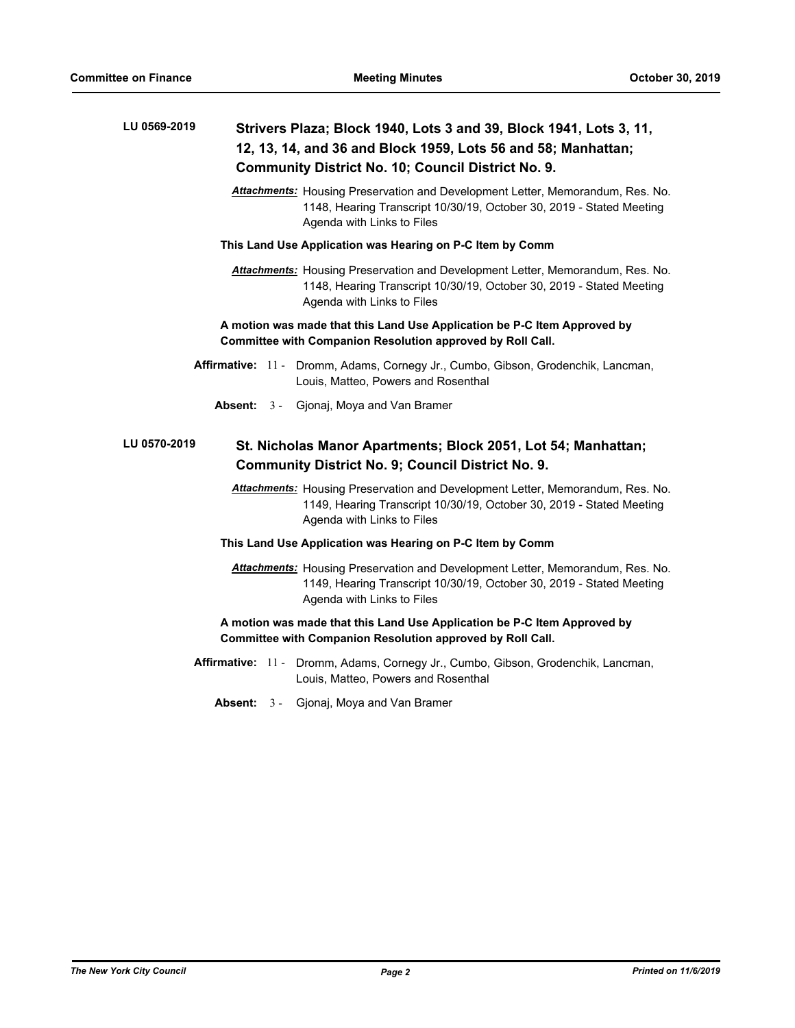**LU 0569-2019** **Strivers Plaza; Block 1940, Lots 3 and 39, Block 1941, Lots 3, 11, 12, 13, 14, and 36 and Block 1959, Lots 56 and 58; Manhattan; Community District No. 10; Council District No. 9.**

***Attachments:*** Housing Preservation and Development Letter, Memorandum, Res. No. 1148, Hearing Transcript 10/30/19, October 30, 2019 - Stated Meeting Agenda with Links to Files

**This Land Use Application was Hearing on P-C Item by Comm**

***Attachments:*** Housing Preservation and Development Letter, Memorandum, Res. No. 1148, Hearing Transcript 10/30/19, October 30, 2019 - Stated Meeting Agenda with Links to Files

**A motion was made that this Land Use Application be P-C Item Approved by Committee with Companion Resolution approved by Roll Call.**

**Affirmative:** 11 - Dromm, Adams, Cornegy Jr., Cumbo, Gibson, Grodenchik, Lancman, Louis, Matteo, Powers and Rosenthal

**Absent:** 3 - Gjonaj, Moya and Van Bramer

**LU 0570-2019** **St. Nicholas Manor Apartments; Block 2051, Lot 54; Manhattan; Community District No. 9; Council District No. 9.**

***Attachments:*** Housing Preservation and Development Letter, Memorandum, Res. No. 1149, Hearing Transcript 10/30/19, October 30, 2019 - Stated Meeting Agenda with Links to Files

**This Land Use Application was Hearing on P-C Item by Comm**

***Attachments:*** Housing Preservation and Development Letter, Memorandum, Res. No. 1149, Hearing Transcript 10/30/19, October 30, 2019 - Stated Meeting Agenda with Links to Files

**A motion was made that this Land Use Application be P-C Item Approved by Committee with Companion Resolution approved by Roll Call.**

**Affirmative:** 11 - Dromm, Adams, Cornegy Jr., Cumbo, Gibson, Grodenchik, Lancman, Louis, Matteo, Powers and Rosenthal

**Absent:** 3 - Gjonaj, Moya and Van Bramer